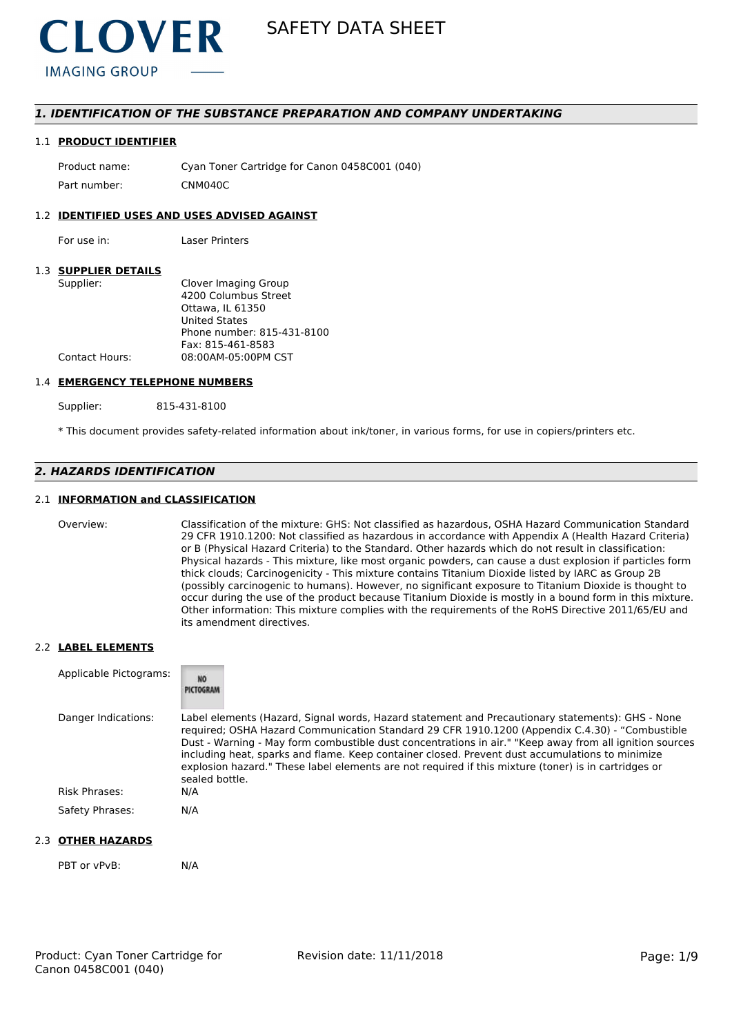CLOVER

IMAGING GROUP

# SAFETY DATA SHEET

## 1. IDENTIFICATION OF THE SUBSTANCE PREPARATION AND COMPANY UNDERTAKING

### 1.1 PRODUCT IDENTIFIER

| | |
|---|---|
| Product name: | Cyan Toner Cartridge for Canon 0458C001 (040) |
| Part number: | CNM040C |

### 1.2 IDENTIFIED USES AND USES ADVISED AGAINST

| | |
|---|---|
| For use in: | Laser Printers |

### 1.3 SUPPLIER DETAILS

| | |
|---|---|
| Supplier: | Clover Imaging Group<br>4200 Columbus Street<br>Ottawa, IL 61350<br>United States<br>Phone number: 815-431-8100<br>Fax: 815-461-8583 |
| Contact Hours: | 08:00AM-05:00PM CST |

### 1.4 EMERGENCY TELEPHONE NUMBERS

| | |
|---|---|
| Supplier: | 815-431-8100 |

* This document provides safety-related information about ink/toner, in various forms, for use in copiers/printers etc.

## 2. HAZARDS IDENTIFICATION

### 2.1 INFORMATION and CLASSIFICATION

| | |
|---|---|
| Overview: | Classification of the mixture: GHS: Not classified as hazardous, OSHA Hazard Communication Standard 29 CFR 1910.1200: Not classified as hazardous in accordance with Appendix A (Health Hazard Criteria) or B (Physical Hazard Criteria) to the Standard. Other hazards which do not result in classification: Physical hazards - This mixture, like most organic powders, can cause a dust explosion if particles form thick clouds; Carcinogenicity - This mixture contains Titanium Dioxide listed by IARC as Group 2B (possibly carcinogenic to humans). However, no significant exposure to Titanium Dioxide is thought to occur during the use of the product because Titanium Dioxide is mostly in a bound form in this mixture. Other information: This mixture complies with the requirements of the RoHS Directive 2011/65/EU and its amendment directives. |

### 2.2 LABEL ELEMENTS

| | |
|---|---|
| Applicable Pictograms: | NO PICTOGRAM |
| Danger Indications: | Label elements (Hazard, Signal words, Hazard statement and Precautionary statements): GHS - None required; OSHA Hazard Communication Standard 29 CFR 1910.1200 (Appendix C.4.30) - "Combustible Dust - Warning - May form combustible dust concentrations in air." "Keep away from all ignition sources including heat, sparks and flame. Keep container closed. Prevent dust accumulations to minimize explosion hazard." These label elements are not required if this mixture (toner) is in cartridges or sealed bottle. |
| Risk Phrases: | N/A |
| Safety Phrases: | N/A |

### 2.3 OTHER HAZARDS

| | |
|---|---|
| PBT or vPvB: | N/A |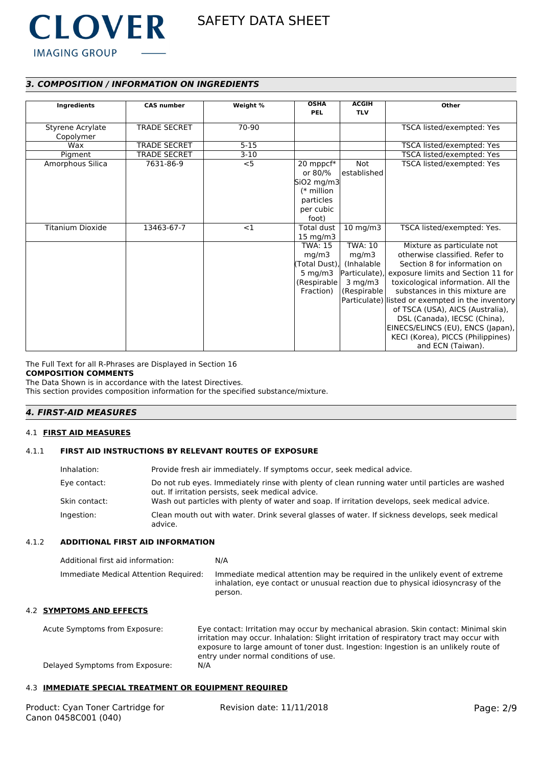## *3. COMPOSITION / INFORMATION ON INGREDIENTS*

| Ingredients | CAS number | Weight % | OSHA PEL | ACGIH TLV | Other |
|---|---|---|---|---|---|
| Styrene Acrylate Copolymer | TRADE SECRET | 70-90 | | | TSCA listed/exempted: Yes |
| Wax | TRADE SECRET | 5-15 | | | TSCA listed/exempted: Yes |
| Pigment | TRADE SECRET | 3-10 | | | TSCA listed/exempted: Yes |
| Amorphous Silica | 7631-86-9 | <5 | 20 mppcf* or 80/% SiO2 mg/m3 (* million particles per cubic foot) | Not established | TSCA listed/exempted: Yes |
| Titanium Dioxide | 13463-67-7 | <1 | Total dust 15 mg/m3 | 10 mg/m3 | TSCA listed/exempted: Yes. |
| | | | TWA: 15 mg/m3 (Total Dust), 5 mg/m3 (Respirable Fraction) | TWA: 10 mg/m3 (Inhalable Particulate), 3 mg/m3 (Respirable Particulate) | Mixture as particulate not otherwise classified. Refer to Section 8 for information on exposure limits and Section 11 for toxicological information. All the substances in this mixture are listed or exempted in the inventory of TSCA (USA), AICS (Australia), DSL (Canada), IECSC (China), EINECS/ELINCS (EU), ENCS (Japan), KECI (Korea), PICCS (Philippines) and ECN (Taiwan). |

The Full Text for all R-Phrases are Displayed in Section 16

**COMPOSITION COMMENTS**

The Data Shown is in accordance with the latest Directives.

This section provides composition information for the specified substance/mixture.

## *4. FIRST-AID MEASURES*

### 4.1 FIRST AID MEASURES

#### 4.1.1 FIRST AID INSTRUCTIONS BY RELEVANT ROUTES OF EXPOSURE

Inhalation: Provide fresh air immediately. If symptoms occur, seek medical advice.

Eye contact: Do not rub eyes. Immediately rinse with plenty of clean running water until particles are washed out. If irritation persists, seek medical advice.

Skin contact: Wash out particles with plenty of water and soap. If irritation develops, seek medical advice.

Ingestion: Clean mouth out with water. Drink several glasses of water. If sickness develops, seek medical advice.

#### 4.1.2 ADDITIONAL FIRST AID INFORMATION

Additional first aid information: N/A

Immediate Medical Attention Required: Immediate medical attention may be required in the unlikely event of extreme inhalation, eye contact or unusual reaction due to physical idiosyncrasy of the person.

### 4.2 SYMPTOMS AND EFFECTS

Acute Symptoms from Exposure: Eye contact: Irritation may occur by mechanical abrasion. Skin contact: Minimal skin irritation may occur. Inhalation: Slight irritation of respiratory tract may occur with exposure to large amount of toner dust. Ingestion: Ingestion is an unlikely route of entry under normal conditions of use.

Delayed Symptoms from Exposure: N/A

### 4.3 IMMEDIATE SPECIAL TREATMENT OR EQUIPMENT REQUIRED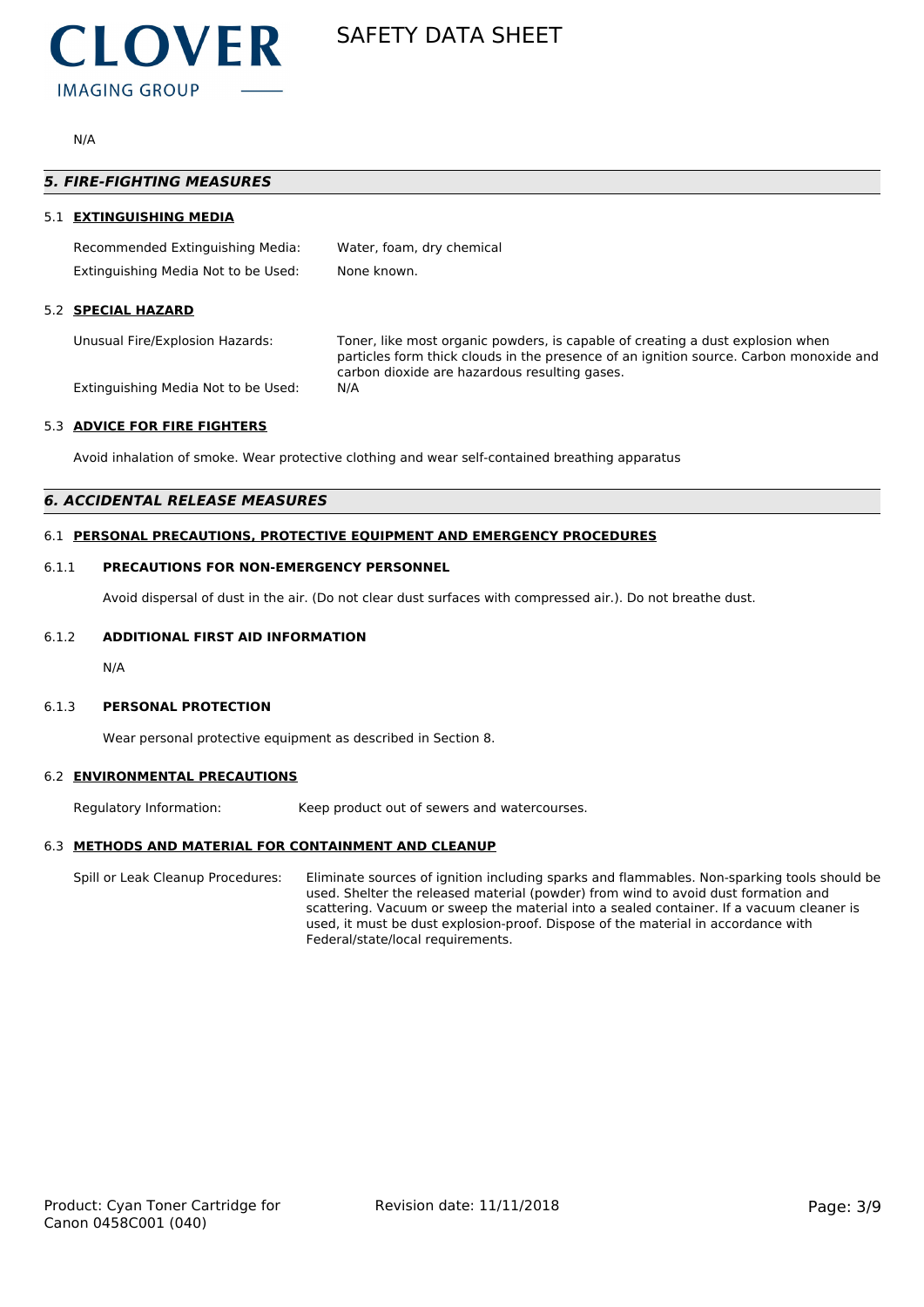N/A

## 5. FIRE-FIGHTING MEASURES

### 5.1 EXTINGUISHING MEDIA

| | |
|---|---|
| Recommended Extinguishing Media: | Water, foam, dry chemical |
| Extinguishing Media Not to be Used: | None known. |

### 5.2 SPECIAL HAZARD

| | |
|---|---|
| Unusual Fire/Explosion Hazards: | Toner, like most organic powders, is capable of creating a dust explosion when particles form thick clouds in the presence of an ignition source. Carbon monoxide and carbon dioxide are hazardous resulting gases. |
| Extinguishing Media Not to be Used: | N/A |

### 5.3 ADVICE FOR FIRE FIGHTERS

Avoid inhalation of smoke. Wear protective clothing and wear self-contained breathing apparatus

## 6. ACCIDENTAL RELEASE MEASURES

### 6.1 PERSONAL PRECAUTIONS, PROTECTIVE EQUIPMENT AND EMERGENCY PROCEDURES

#### 6.1.1 PRECAUTIONS FOR NON-EMERGENCY PERSONNEL

Avoid dispersal of dust in the air. (Do not clear dust surfaces with compressed air.). Do not breathe dust.

#### 6.1.2 ADDITIONAL FIRST AID INFORMATION

N/A

#### 6.1.3 PERSONAL PROTECTION

Wear personal protective equipment as described in Section 8.

### 6.2 ENVIRONMENTAL PRECAUTIONS

| | |
|---|---|
| Regulatory Information: | Keep product out of sewers and watercourses. |

### 6.3 METHODS AND MATERIAL FOR CONTAINMENT AND CLEANUP

| | |
|---|---|
| Spill or Leak Cleanup Procedures: | Eliminate sources of ignition including sparks and flammables. Non-sparking tools should be used. Shelter the released material (powder) from wind to avoid dust formation and scattering. Vacuum or sweep the material into a sealed container. If a vacuum cleaner is used, it must be dust explosion-proof. Dispose of the material in accordance with Federal/state/local requirements. |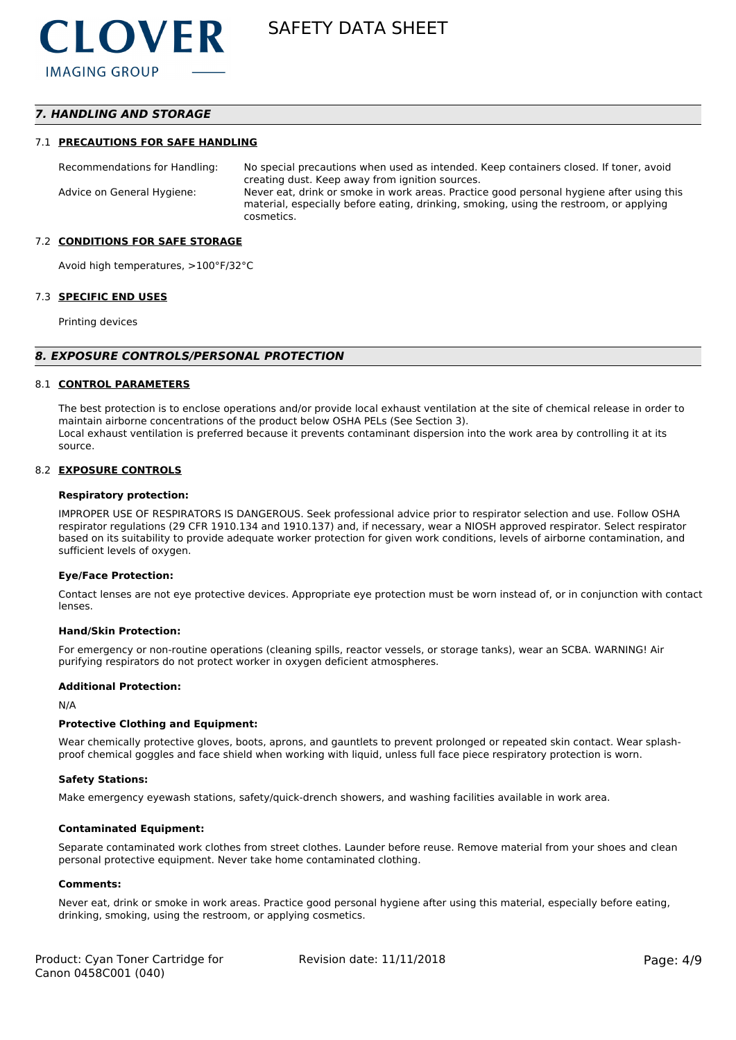## *7. HANDLING AND STORAGE*

### 7.1 PRECAUTIONS FOR SAFE HANDLING

| | |
|---|---|
| Recommendations for Handling: | No special precautions when used as intended. Keep containers closed. If toner, avoid creating dust. Keep away from ignition sources. |
| Advice on General Hygiene: | Never eat, drink or smoke in work areas. Practice good personal hygiene after using this material, especially before eating, drinking, smoking, using the restroom, or applying cosmetics. |

### 7.2 CONDITIONS FOR SAFE STORAGE

Avoid high temperatures, >100°F/32°C

### 7.3 SPECIFIC END USES

Printing devices

## *8. EXPOSURE CONTROLS/PERSONAL PROTECTION*

### 8.1 CONTROL PARAMETERS

The best protection is to enclose operations and/or provide local exhaust ventilation at the site of chemical release in order to maintain airborne concentrations of the product below OSHA PELs (See Section 3).
Local exhaust ventilation is preferred because it prevents contaminant dispersion into the work area by controlling it at its source.

### 8.2 EXPOSURE CONTROLS

**Respiratory protection:**

IMPROPER USE OF RESPIRATORS IS DANGEROUS. Seek professional advice prior to respirator selection and use. Follow OSHA respirator regulations (29 CFR 1910.134 and 1910.137) and, if necessary, wear a NIOSH approved respirator. Select respirator based on its suitability to provide adequate worker protection for given work conditions, levels of airborne contamination, and sufficient levels of oxygen.

**Eye/Face Protection:**

Contact lenses are not eye protective devices. Appropriate eye protection must be worn instead of, or in conjunction with contact lenses.

**Hand/Skin Protection:**

For emergency or non-routine operations (cleaning spills, reactor vessels, or storage tanks), wear an SCBA. WARNING! Air purifying respirators do not protect worker in oxygen deficient atmospheres.

**Additional Protection:**

N/A

**Protective Clothing and Equipment:**

Wear chemically protective gloves, boots, aprons, and gauntlets to prevent prolonged or repeated skin contact. Wear splash-proof chemical goggles and face shield when working with liquid, unless full face piece respiratory protection is worn.

**Safety Stations:**

Make emergency eyewash stations, safety/quick-drench showers, and washing facilities available in work area.

**Contaminated Equipment:**

Separate contaminated work clothes from street clothes. Launder before reuse. Remove material from your shoes and clean personal protective equipment. Never take home contaminated clothing.

**Comments:**

Never eat, drink or smoke in work areas. Practice good personal hygiene after using this material, especially before eating, drinking, smoking, using the restroom, or applying cosmetics.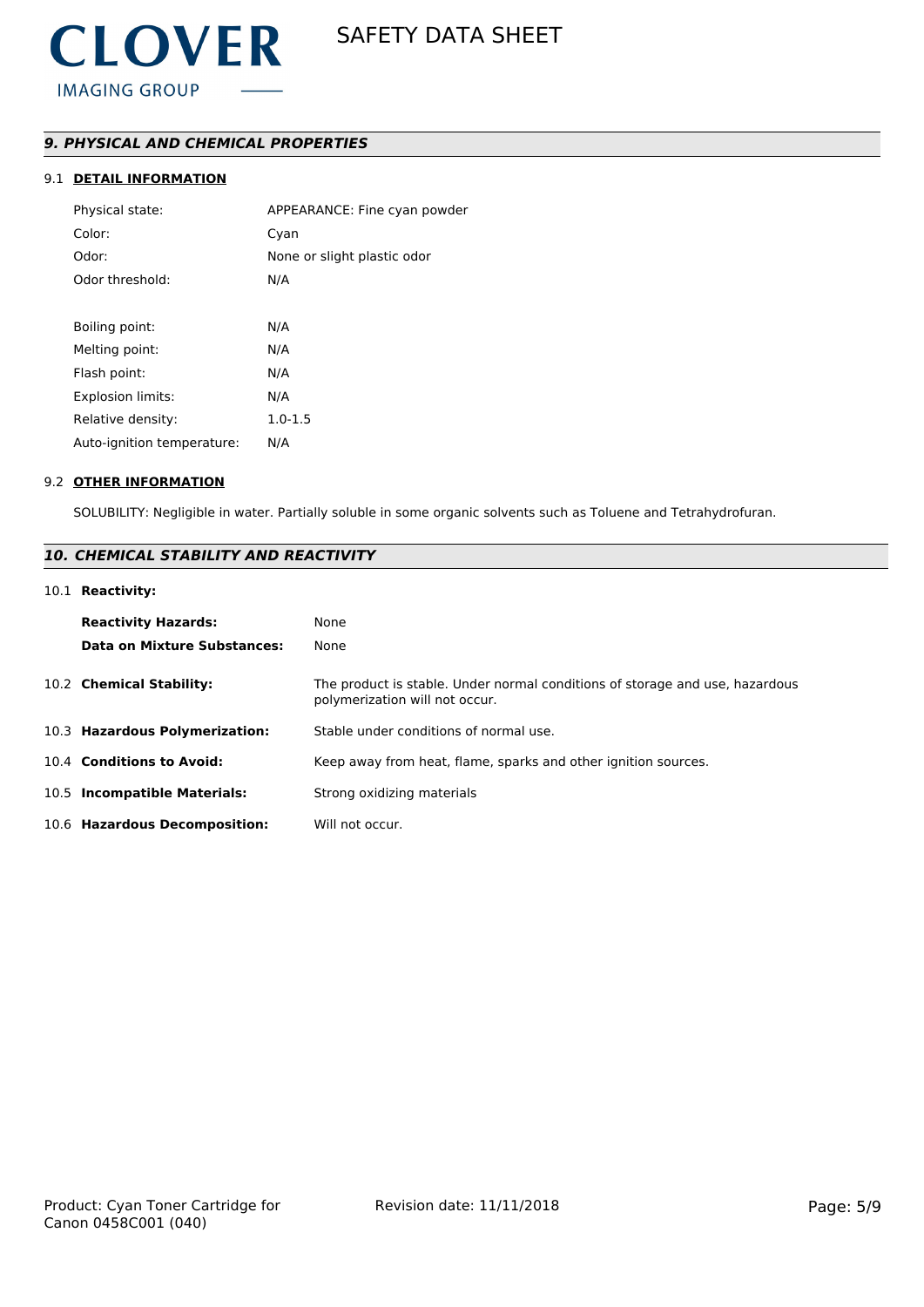## *9. PHYSICAL AND CHEMICAL PROPERTIES*

### 9.1 DETAIL INFORMATION

| | |
|---|---|
| Physical state: | APPEARANCE: Fine cyan powder |
| Color: | Cyan |
| Odor: | None or slight plastic odor |
| Odor threshold: | N/A |
| | |
| Boiling point: | N/A |
| Melting point: | N/A |
| Flash point: | N/A |
| Explosion limits: | N/A |
| Relative density: | 1.0-1.5 |
| Auto-ignition temperature: | N/A |

### 9.2 OTHER INFORMATION

SOLUBILITY: Negligible in water. Partially soluble in some organic solvents such as Toluene and Tetrahydrofuran.

## *10. CHEMICAL STABILITY AND REACTIVITY*

### 10.1 Reactivity:

| | |
|---|---|
| **Reactivity Hazards:** | None |
| **Data on Mixture Substances:** | None |

| | |
|---|---|
| 10.2 **Chemical Stability:** | The product is stable. Under normal conditions of storage and use, hazardous polymerization will not occur. |
| 10.3 **Hazardous Polymerization:** | Stable under conditions of normal use. |
| 10.4 **Conditions to Avoid:** | Keep away from heat, flame, sparks and other ignition sources. |
| 10.5 **Incompatible Materials:** | Strong oxidizing materials |
| 10.6 **Hazardous Decomposition:** | Will not occur. |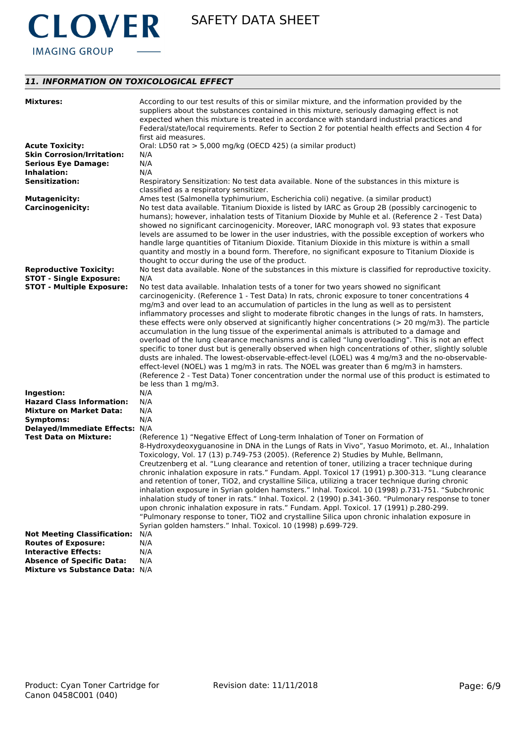## *11. INFORMATION ON TOXICOLOGICAL EFFECT*

**Mixtures:** According to our test results of this or similar mixture, and the information provided by the suppliers about the substances contained in this mixture, seriously damaging effect is not expected when this mixture is treated in accordance with standard industrial practices and Federal/state/local requirements. Refer to Section 2 for potential health effects and Section 4 for first aid measures.

**Acute Toxicity:** Oral: LD50 rat > 5,000 mg/kg (OECD 425) (a similar product)

**Skin Corrosion/Irritation:** N/A

**Serious Eye Damage:** N/A

**Inhalation:** N/A

**Sensitization:** Respiratory Sensitization: No test data available. None of the substances in this mixture is classified as a respiratory sensitizer.

**Mutagenicity:** Ames test (Salmonella typhimurium, Escherichia coli) negative. (a similar product)

**Carcinogenicity:** No test data available. Titanium Dioxide is listed by IARC as Group 2B (possibly carcinogenic to humans); however, inhalation tests of Titanium Dioxide by Muhle et al. (Reference 2 - Test Data) showed no significant carcinogenicity. Moreover, IARC monograph vol. 93 states that exposure levels are assumed to be lower in the user industries, with the possible exception of workers who handle large quantities of Titanium Dioxide. Titanium Dioxide in this mixture is within a small quantity and mostly in a bound form. Therefore, no significant exposure to Titanium Dioxide is thought to occur during the use of the product.

**Reproductive Toxicity:** No test data available. None of the substances in this mixture is classified for reproductive toxicity.

**STOT - Single Exposure:** N/A

**STOT - Multiple Exposure:** No test data available. Inhalation tests of a toner for two years showed no significant carcinogenicity. (Reference 1 - Test Data) In rats, chronic exposure to toner concentrations 4 mg/m3 and over lead to an accumulation of particles in the lung as well as to persistent inflammatory processes and slight to moderate fibrotic changes in the lungs of rats. In hamsters, these effects were only observed at significantly higher concentrations (> 20 mg/m3). The particle accumulation in the lung tissue of the experimental animals is attributed to a damage and overload of the lung clearance mechanisms and is called “lung overloading”. This is not an effect specific to toner dust but is generally observed when high concentrations of other, slightly soluble dusts are inhaled. The lowest-observable-effect-level (LOEL) was 4 mg/m3 and the no-observable-effect-level (NOEL) was 1 mg/m3 in rats. The NOEL was greater than 6 mg/m3 in hamsters. (Reference 2 - Test Data) Toner concentration under the normal use of this product is estimated to be less than 1 mg/m3.

**Ingestion:** N/A

**Hazard Class Information:** N/A

**Mixture on Market Data:** N/A

**Symptoms:** N/A

**Delayed/Immediate Effects:** N/A

**Test Data on Mixture:** (Reference 1) “Negative Effect of Long-term Inhalation of Toner on Formation of 8-Hydroxydeoxyguanosine in DNA in the Lungs of Rats in Vivo”, Yasuo Morimoto, et. Al., Inhalation Toxicology, Vol. 17 (13) p.749-753 (2005). (Reference 2) Studies by Muhle, Bellmann, Creutzenberg et al. “Lung clearance and retention of toner, utilizing a tracer technique during chronic inhalation exposure in rats.” Fundam. Appl. Toxicol 17 (1991) p.300-313. “Lung clearance and retention of toner, TiO2, and crystalline Silica, utilizing a tracer technique during chronic inhalation exposure in Syrian golden hamsters.” Inhal. Toxicol. 10 (1998) p.731-751. “Subchronic inhalation study of toner in rats.” Inhal. Toxicol. 2 (1990) p.341-360. “Pulmonary response to toner upon chronic inhalation exposure in rats.” Fundam. Appl. Toxicol. 17 (1991) p.280-299. “Pulmonary response to toner, TiO2 and crystalline Silica upon chronic inhalation exposure in Syrian golden hamsters.” Inhal. Toxicol. 10 (1998) p.699-729.

**Not Meeting Classification:** N/A

**Routes of Exposure:** N/A

**Interactive Effects:** N/A

**Absence of Specific Data:** N/A

**Mixture vs Substance Data:** N/A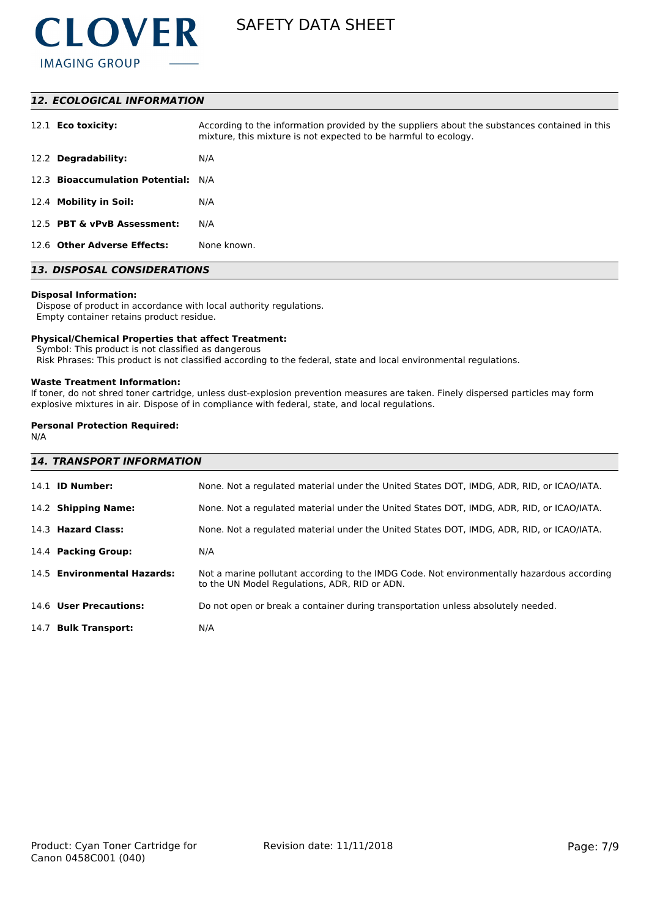## *12. ECOLOGICAL INFORMATION*

| | |
|---|---|
| 12.1 **Eco toxicity:** | According to the information provided by the suppliers about the substances contained in this mixture, this mixture is not expected to be harmful to ecology. |
| 12.2 **Degradability:** | N/A |
| 12.3 **Bioaccumulation Potential:** | N/A |
| 12.4 **Mobility in Soil:** | N/A |
| 12.5 **PBT & vPvB Assessment:** | N/A |
| 12.6 **Other Adverse Effects:** | None known. |

## *13. DISPOSAL CONSIDERATIONS*

**Disposal Information:**
Dispose of product in accordance with local authority regulations.
Empty container retains product residue.

**Physical/Chemical Properties that affect Treatment:**
Symbol: This product is not classified as dangerous
Risk Phrases: This product is not classified according to the federal, state and local environmental regulations.

**Waste Treatment Information:**
If toner, do not shred toner cartridge, unless dust-explosion prevention measures are taken. Finely dispersed particles may form explosive mixtures in air. Dispose of in compliance with federal, state, and local regulations.

**Personal Protection Required:**
N/A

## *14. TRANSPORT INFORMATION*

| | |
|---|---|
| 14.1 **ID Number:** | None. Not a regulated material under the United States DOT, IMDG, ADR, RID, or ICAO/IATA. |
| 14.2 **Shipping Name:** | None. Not a regulated material under the United States DOT, IMDG, ADR, RID, or ICAO/IATA. |
| 14.3 **Hazard Class:** | None. Not a regulated material under the United States DOT, IMDG, ADR, RID, or ICAO/IATA. |
| 14.4 **Packing Group:** | N/A |
| 14.5 **Environmental Hazards:** | Not a marine pollutant according to the IMDG Code. Not environmentally hazardous according to the UN Model Regulations, ADR, RID or ADN. |
| 14.6 **User Precautions:** | Do not open or break a container during transportation unless absolutely needed. |
| 14.7 **Bulk Transport:** | N/A |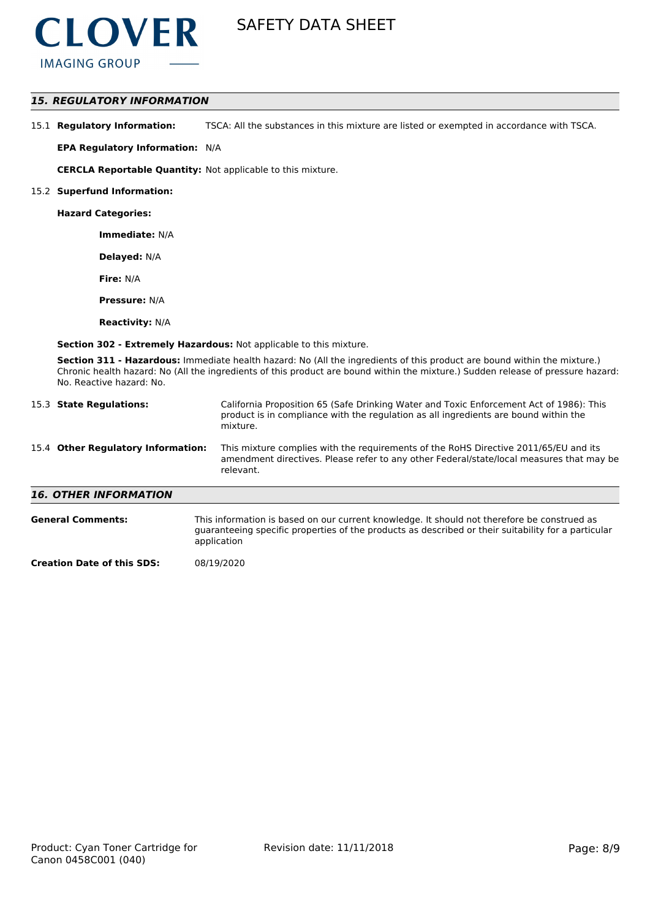## *15. REGULATORY INFORMATION*

15.1 **Regulatory Information:** TSCA: All the substances in this mixture are listed or exempted in accordance with TSCA.

**EPA Regulatory Information:** N/A

**CERCLA Reportable Quantity:** Not applicable to this mixture.

15.2 **Superfund Information:**

**Hazard Categories:**

**Immediate:** N/A

**Delayed:** N/A

**Fire:** N/A

**Pressure:** N/A

**Reactivity:** N/A

**Section 302 - Extremely Hazardous:** Not applicable to this mixture.

**Section 311 - Hazardous:** Immediate health hazard: No (All the ingredients of this product are bound within the mixture.) Chronic health hazard: No (All the ingredients of this product are bound within the mixture.) Sudden release of pressure hazard: No. Reactive hazard: No.

15.3 **State Regulations:** California Proposition 65 (Safe Drinking Water and Toxic Enforcement Act of 1986): This product is in compliance with the regulation as all ingredients are bound within the mixture.

15.4 **Other Regulatory Information:** This mixture complies with the requirements of the RoHS Directive 2011/65/EU and its amendment directives. Please refer to any other Federal/state/local measures that may be relevant.

## *16. OTHER INFORMATION*

**General Comments:** This information is based on our current knowledge. It should not therefore be construed as guaranteeing specific properties of the products as described or their suitability for a particular application

**Creation Date of this SDS:** 08/19/2020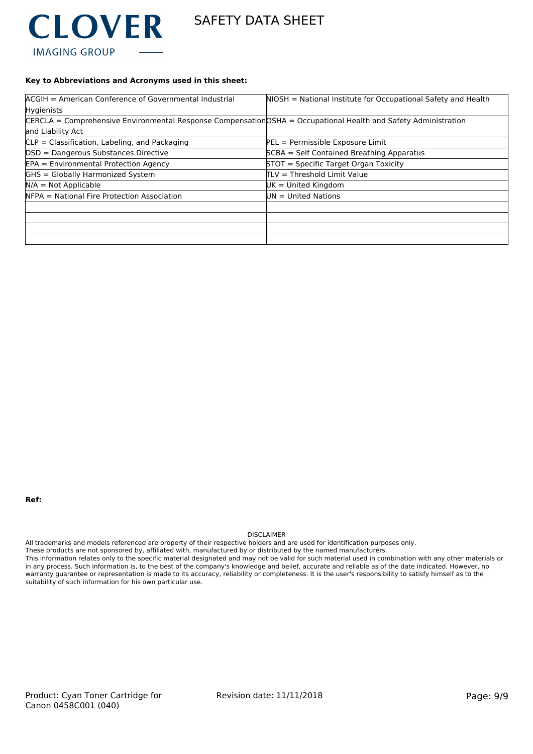**Key to Abbreviations and Acronyms used in this sheet:**

| | |
|---|---|
| ACGIH = American Conference of Governmental Industrial Hygienists | NIOSH = National Institute for Occupational Safety and Health |
| CERCLA = Comprehensive Environmental Response Compensation and Liability Act | OSHA = Occupational Health and Safety Administration |
| CLP = Classification, Labeling, and Packaging | PEL = Permissible Exposure Limit |
| DSD = Dangerous Substances Directive | SCBA = Self Contained Breathing Apparatus |
| EPA = Environmental Protection Agency | STOT = Specific Target Organ Toxicity |
| GHS = Globally Harmonized System | TLV = Threshold Limit Value |
| N/A = Not Applicable | UK = United Kingdom |
| NFPA = National Fire Protection Association | UN = United Nations |
| | |
| | |
| | |
| | |

**Ref:**

DISCLAIMER

All trademarks and models referenced are property of their respective holders and are used for identification purposes only.
These products are not sponsored by, affiliated with, manufactured by or distributed by the named manufacturers.
This information relates only to the specific material designated and may not be valid for such material used in combination with any other materials or in any process. Such information is, to the best of the company's knowledge and belief, accurate and reliable as of the date indicated. However, no warranty guarantee or representation is made to its accuracy, reliability or completeness. It is the user's responsibility to satisfy himself as to the suitability of such information for his own particular use.